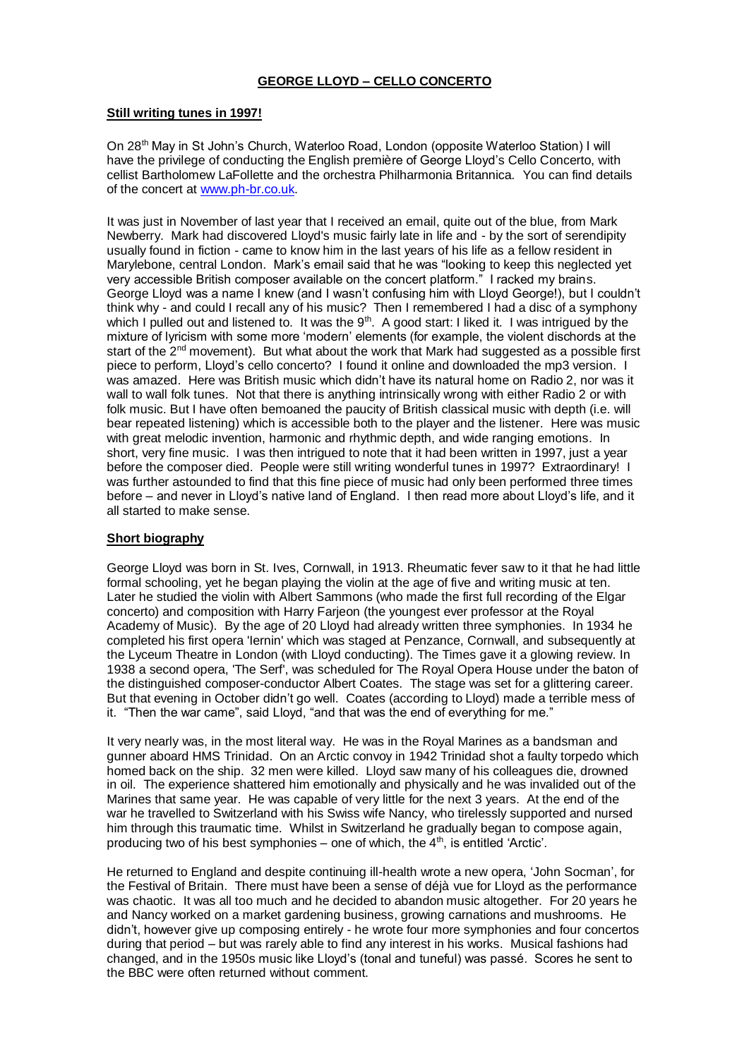# GEORGE LLOYD – CELLO CONCERTO

## Still writing tunes in 1997!

On 28th May in St John's Church, Waterloo Road, London (opposite Waterloo Station) I will have the privilege of conducting the English première of George Lloyd's Cello Concerto, with cellist Bartholomew LaFollette and the orchestra Philharmonia Britannica. You can find details of the concert at www.ph-br.co.uk.

It was just in November of last year that I received an email, quite out of the blue, from Mark Newberry. Mark had discovered Lloyd's music fairly late in life and - by the sort of serendipity usually found in fiction - came to know him in the last years of his life as a fellow resident in Marylebone, central London. Mark's email said that he was "looking to keep this neglected yet very accessible British composer available on the concert platform." I racked my brains. George Lloyd was a name I knew (and I wasn't confusing him with Lloyd George!), but I couldn't think why - and could I recall any of his music? Then I remembered I had a disc of a symphony which I pulled out and listened to. It was the 9th. A good start: I liked it. I was intrigued by the mixture of lyricism with some more 'modern' elements (for example, the violent dischords at the start of the 2nd movement). But what about the work that Mark had suggested as a possible first piece to perform, Lloyd's cello concerto? I found it online and downloaded the mp3 version. I was amazed. Here was British music which didn't have its natural home on Radio 2, nor was it wall to wall folk tunes. Not that there is anything intrinsically wrong with either Radio 2 or with folk music. But I have often bemoaned the paucity of British classical music with depth (i.e. will bear repeated listening) which is accessible both to the player and the listener. Here was music with great melodic invention, harmonic and rhythmic depth, and wide ranging emotions. In short, very fine music. I was then intrigued to note that it had been written in 1997, just a year before the composer died. People were still writing wonderful tunes in 1997? Extraordinary! I was further astounded to find that this fine piece of music had only been performed three times before – and never in Lloyd's native land of England. I then read more about Lloyd's life, and it all started to make sense.

## Short biography

George Lloyd was born in St. Ives, Cornwall, in 1913. Rheumatic fever saw to it that he had little formal schooling, yet he began playing the violin at the age of five and writing music at ten. Later he studied the violin with Albert Sammons (who made the first full recording of the Elgar concerto) and composition with Harry Farjeon (the youngest ever professor at the Royal Academy of Music). By the age of 20 Lloyd had already written three symphonies. In 1934 he completed his first opera 'Iernin' which was staged at Penzance, Cornwall, and subsequently at the Lyceum Theatre in London (with Lloyd conducting). The Times gave it a glowing review. In 1938 a second opera, 'The Serf', was scheduled for The Royal Opera House under the baton of the distinguished composer-conductor Albert Coates. The stage was set for a glittering career. But that evening in October didn't go well. Coates (according to Lloyd) made a terrible mess of it. "Then the war came", said Lloyd, "and that was the end of everything for me."

It very nearly was, in the most literal way. He was in the Royal Marines as a bandsman and gunner aboard HMS Trinidad. On an Arctic convoy in 1942 Trinidad shot a faulty torpedo which homed back on the ship. 32 men were killed. Lloyd saw many of his colleagues die, drowned in oil. The experience shattered him emotionally and physically and he was invalided out of the Marines that same year. He was capable of very little for the next 3 years. At the end of the war he travelled to Switzerland with his Swiss wife Nancy, who tirelessly supported and nursed him through this traumatic time. Whilst in Switzerland he gradually began to compose again, producing two of his best symphonies – one of which, the 4th, is entitled 'Arctic'.

He returned to England and despite continuing ill-health wrote a new opera, 'John Socman', for the Festival of Britain. There must have been a sense of déjà vue for Lloyd as the performance was chaotic. It was all too much and he decided to abandon music altogether. For 20 years he and Nancy worked on a market gardening business, growing carnations and mushrooms. He didn't, however give up composing entirely - he wrote four more symphonies and four concertos during that period – but was rarely able to find any interest in his works. Musical fashions had changed, and in the 1950s music like Lloyd's (tonal and tuneful) was passé. Scores he sent to the BBC were often returned without comment.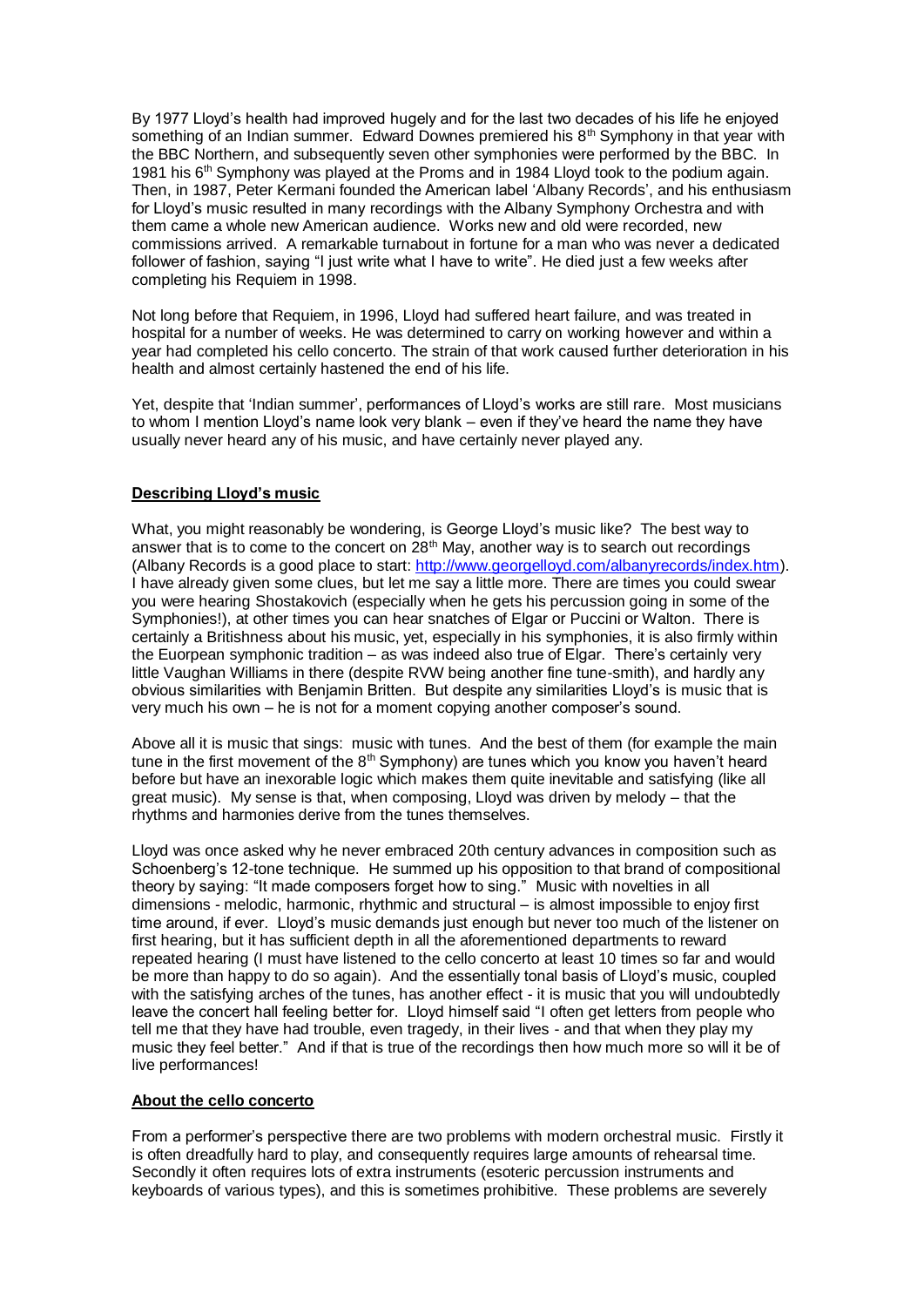By 1977 Lloyd's health had improved hugely and for the last two decades of his life he enjoyed something of an Indian summer. Edward Downes premiered his 8th Symphony in that year with the BBC Northern, and subsequently seven other symphonies were performed by the BBC. In 1981 his 6th Symphony was played at the Proms and in 1984 Lloyd took to the podium again. Then, in 1987, Peter Kermani founded the American label 'Albany Records', and his enthusiasm for Lloyd's music resulted in many recordings with the Albany Symphony Orchestra and with them came a whole new American audience. Works new and old were recorded, new commissions arrived. A remarkable turnabout in fortune for a man who was never a dedicated follower of fashion, saying "I just write what I have to write". He died just a few weeks after completing his Requiem in 1998.

Not long before that Requiem, in 1996, Lloyd had suffered heart failure, and was treated in hospital for a number of weeks. He was determined to carry on working however and within a year had completed his cello concerto. The strain of that work caused further deterioration in his health and almost certainly hastened the end of his life.

Yet, despite that 'Indian summer', performances of Lloyd's works are still rare. Most musicians to whom I mention Lloyd's name look very blank – even if they've heard the name they have usually never heard any of his music, and have certainly never played any.

## Describing Lloyd's music

What, you might reasonably be wondering, is George Lloyd's music like? The best way to answer that is to come to the concert on 28th May, another way is to search out recordings (Albany Records is a good place to start: http://www.georgelloyd.com/albanyrecords/index.htm). I have already given some clues, but let me say a little more. There are times you could swear you were hearing Shostakovich (especially when he gets his percussion going in some of the Symphonies!), at other times you can hear snatches of Elgar or Puccini or Walton. There is certainly a Britishness about his music, yet, especially in his symphonies, it is also firmly within the Euorpean symphonic tradition – as was indeed also true of Elgar. There's certainly very little Vaughan Williams in there (despite RVW being another fine tune-smith), and hardly any obvious similarities with Benjamin Britten. But despite any similarities Lloyd's is music that is very much his own – he is not for a moment copying another composer's sound.

Above all it is music that sings: music with tunes. And the best of them (for example the main tune in the first movement of the 8th Symphony) are tunes which you know you haven't heard before but have an inexorable logic which makes them quite inevitable and satisfying (like all great music). My sense is that, when composing, Lloyd was driven by melody – that the rhythms and harmonies derive from the tunes themselves.

Lloyd was once asked why he never embraced 20th century advances in composition such as Schoenberg's 12-tone technique. He summed up his opposition to that brand of compositional theory by saying: "It made composers forget how to sing." Music with novelties in all dimensions - melodic, harmonic, rhythmic and structural – is almost impossible to enjoy first time around, if ever. Lloyd's music demands just enough but never too much of the listener on first hearing, but it has sufficient depth in all the aforementioned departments to reward repeated hearing (I must have listened to the cello concerto at least 10 times so far and would be more than happy to do so again). And the essentially tonal basis of Lloyd's music, coupled with the satisfying arches of the tunes, has another effect - it is music that you will undoubtedly leave the concert hall feeling better for. Lloyd himself said "I often get letters from people who tell me that they have had trouble, even tragedy, in their lives - and that when they play my music they feel better." And if that is true of the recordings then how much more so will it be of live performances!

## About the cello concerto

From a performer's perspective there are two problems with modern orchestral music. Firstly it is often dreadfully hard to play, and consequently requires large amounts of rehearsal time. Secondly it often requires lots of extra instruments (esoteric percussion instruments and keyboards of various types), and this is sometimes prohibitive. These problems are severely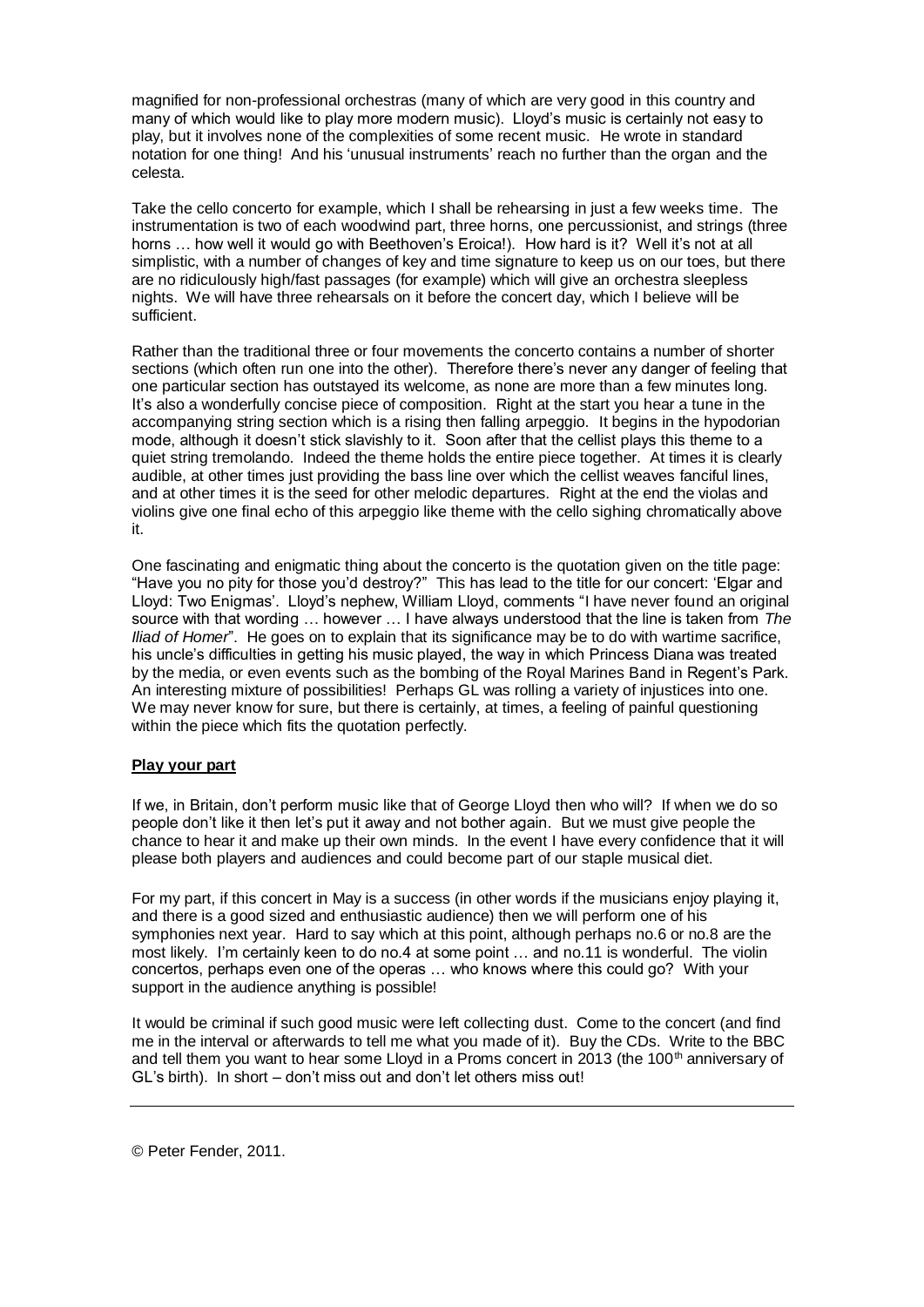magnified for non-professional orchestras (many of which are very good in this country and many of which would like to play more modern music). Lloyd's music is certainly not easy to play, but it involves none of the complexities of some recent music. He wrote in standard notation for one thing! And his 'unusual instruments' reach no further than the organ and the celesta.

Take the cello concerto for example, which I shall be rehearsing in just a few weeks time. The instrumentation is two of each woodwind part, three horns, one percussionist, and strings (three horns … how well it would go with Beethoven's Eroica!). How hard is it? Well it's not at all simplistic, with a number of changes of key and time signature to keep us on our toes, but there are no ridiculously high/fast passages (for example) which will give an orchestra sleepless nights. We will have three rehearsals on it before the concert day, which I believe will be sufficient.

Rather than the traditional three or four movements the concerto contains a number of shorter sections (which often run one into the other). Therefore there's never any danger of feeling that one particular section has outstayed its welcome, as none are more than a few minutes long. It's also a wonderfully concise piece of composition. Right at the start you hear a tune in the accompanying string section which is a rising then falling arpeggio. It begins in the hypodorian mode, although it doesn't stick slavishly to it. Soon after that the cellist plays this theme to a quiet string tremolando. Indeed the theme holds the entire piece together. At times it is clearly audible, at other times just providing the bass line over which the cellist weaves fanciful lines, and at other times it is the seed for other melodic departures. Right at the end the violas and violins give one final echo of this arpeggio like theme with the cello sighing chromatically above it.

One fascinating and enigmatic thing about the concerto is the quotation given on the title page: "Have you no pity for those you'd destroy?" This has lead to the title for our concert: 'Elgar and Lloyd: Two Enigmas'. Lloyd's nephew, William Lloyd, comments "I have never found an original source with that wording … however … I have always understood that the line is taken from *The Iliad of Homer*". He goes on to explain that its significance may be to do with wartime sacrifice, his uncle's difficulties in getting his music played, the way in which Princess Diana was treated by the media, or even events such as the bombing of the Royal Marines Band in Regent's Park. An interesting mixture of possibilities! Perhaps GL was rolling a variety of injustices into one. We may never know for sure, but there is certainly, at times, a feeling of painful questioning within the piece which fits the quotation perfectly.

**Play your part**

If we, in Britain, don't perform music like that of George Lloyd then who will? If when we do so people don't like it then let's put it away and not bother again. But we must give people the chance to hear it and make up their own minds. In the event I have every confidence that it will please both players and audiences and could become part of our staple musical diet.

For my part, if this concert in May is a success (in other words if the musicians enjoy playing it, and there is a good sized and enthusiastic audience) then we will perform one of his symphonies next year. Hard to say which at this point, although perhaps no.6 or no.8 are the most likely. I'm certainly keen to do no.4 at some point … and no.11 is wonderful. The violin concertos, perhaps even one of the operas … who knows where this could go? With your support in the audience anything is possible!

It would be criminal if such good music were left collecting dust. Come to the concert (and find me in the interval or afterwards to tell me what you made of it). Buy the CDs. Write to the BBC and tell them you want to hear some Lloyd in a Proms concert in 2013 (the 100th anniversary of GL's birth). In short – don't miss out and don't let others miss out!

---

© Peter Fender, 2011.